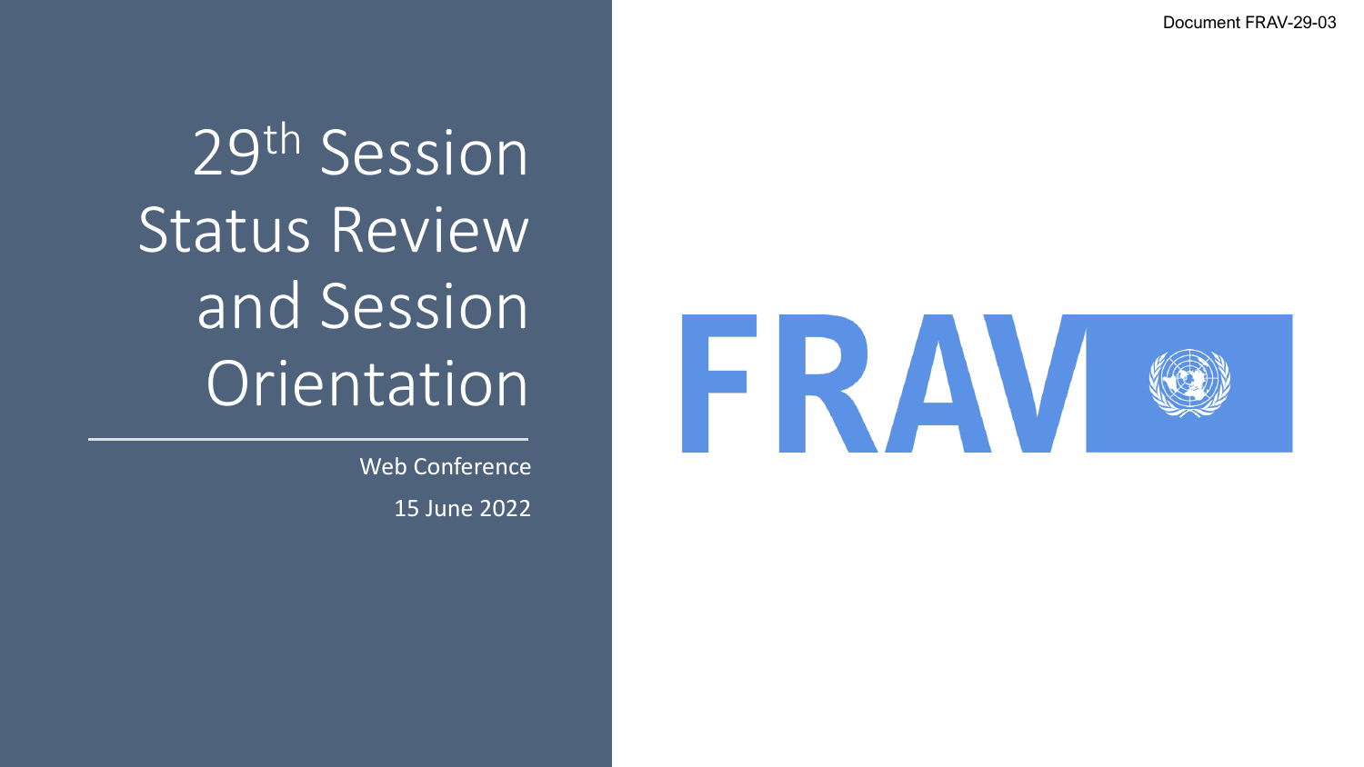Document FRAV-29-03

# 29th Session Status Review and Session Orientation

Web Conference

15 June 2022

FRAV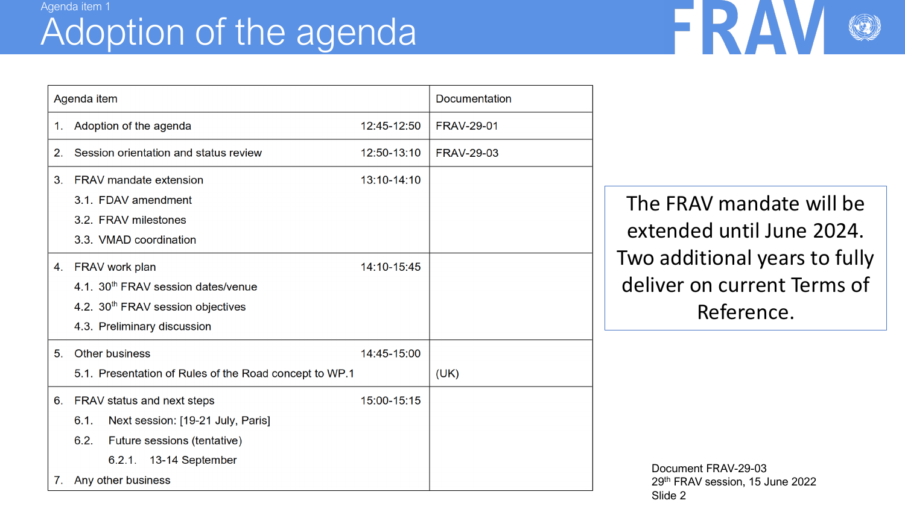Agenda item 1

# Adoption of the agenda

| Agenda item | | Documentation |
|---|---|---|
| 1. Adoption of the agenda | 12:45-12:50 | FRAV-29-01 |
| 2. Session orientation and status review | 12:50-13:10 | FRAV-29-03 |
| 3. FRAV mandate extension<br>3.1. FDAV amendment<br>3.2. FRAV milestones<br>3.3. VMAD coordination | 13:10-14:10 | |
| 4. FRAV work plan<br>4.1. 30th FRAV session dates/venue<br>4.2. 30th FRAV session objectives<br>4.3. Preliminary discussion | 14:10-15:45 | |
| 5. Other business<br>5.1. Presentation of Rules of the Road concept to WP.1 | 14:45-15:00 | (UK) |
| 6. FRAV status and next steps<br>6.1. Next session: [19-21 July, Paris]<br>6.2. Future sessions (tentative)<br>6.2.1. 13-14 September<br>7. Any other business | 15:00-15:15 | |

The FRAV mandate will be extended until June 2024. Two additional years to fully deliver on current Terms of Reference.

Document FRAV-29-03
29th FRAV session, 15 June 2022
Slide 2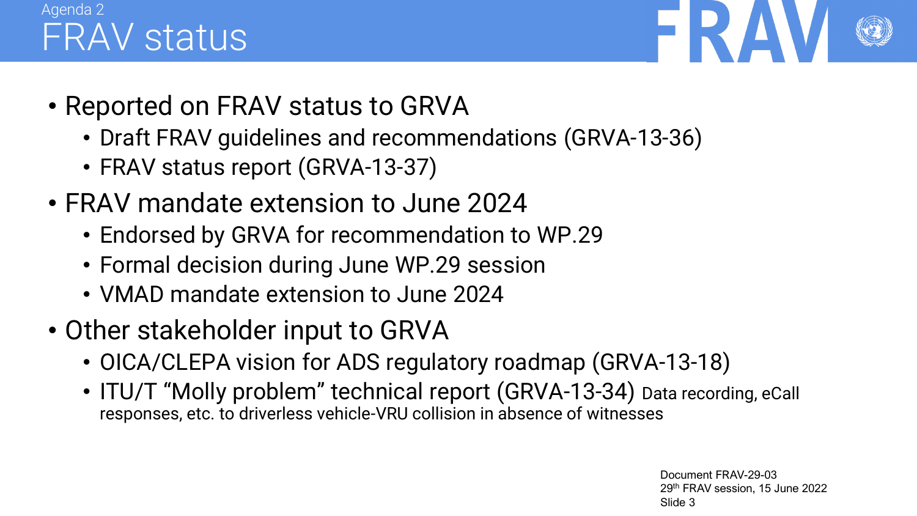Agenda 2

# FRAV status

- Reported on FRAV status to GRVA
  - Draft FRAV guidelines and recommendations (GRVA-13-36)
  - FRAV status report (GRVA-13-37)
- FRAV mandate extension to June 2024
  - Endorsed by GRVA for recommendation to WP.29
  - Formal decision during June WP.29 session
  - VMAD mandate extension to June 2024
- Other stakeholder input to GRVA
  - OICA/CLEPA vision for ADS regulatory roadmap (GRVA-13-18)
  - ITU/T "Molly problem" technical report (GRVA-13-34) Data recording, eCall responses, etc. to driverless vehicle-VRU collision in absence of witnesses

Document FRAV-29-03
29th FRAV session, 15 June 2022
Slide 3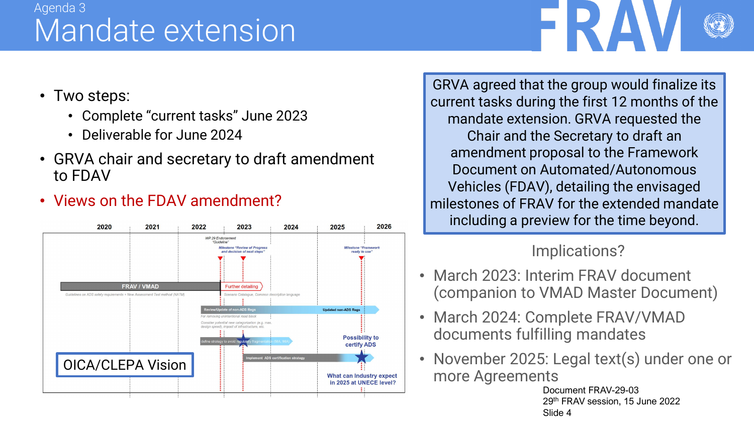Agenda 3

# Mandate extension

- Two steps:
  - Complete “current tasks” June 2023
  - Deliverable for June 2024
- GRVA chair and secretary to draft amendment to FDAV
- Views on the FDAV amendment?

| 2020 | 2021 | 2022 | 2023 | 2024 | 2025 | 2026 |
|---|---|---|---|---|---|---|

WP.29 Endorsement “Guideline”

Milestone “Review of Progress and decision of next steps”

Milestone “Framework ready to use”

FRAV / VMAD

Guidelines on ADS safety requirements + New Assessment Test method (NATM)

Further detailing

Scenario Catalogue, Common description language

Review/Update of non-ADS Regs

Updated non-ADS Regs

For removing unintentional road block

Consider potential new categorization (e.g. max. design speed), impact of infrastructure, etc.

define strategy to avoid regulatory fragmentation (58A, 98A)

Possibility to certify ADS

Implement ADS certification strategy

What can Industry expect in 2025 at UNECE level?

OICA/CLEPA Vision

GRVA agreed that the group would finalize its current tasks during the first 12 months of the mandate extension. GRVA requested the Chair and the Secretary to draft an amendment proposal to the Framework Document on Automated/Autonomous Vehicles (FDAV), detailing the envisaged milestones of FRAV for the extended mandate including a preview for the time beyond.

Implications?

- March 2023: Interim FRAV document (companion to VMAD Master Document)
- March 2024: Complete FRAV/VMAD documents fulfilling mandates
- November 2025: Legal text(s) under one or more Agreements

Document FRAV-29-03
29th FRAV session, 15 June 2022
Slide 4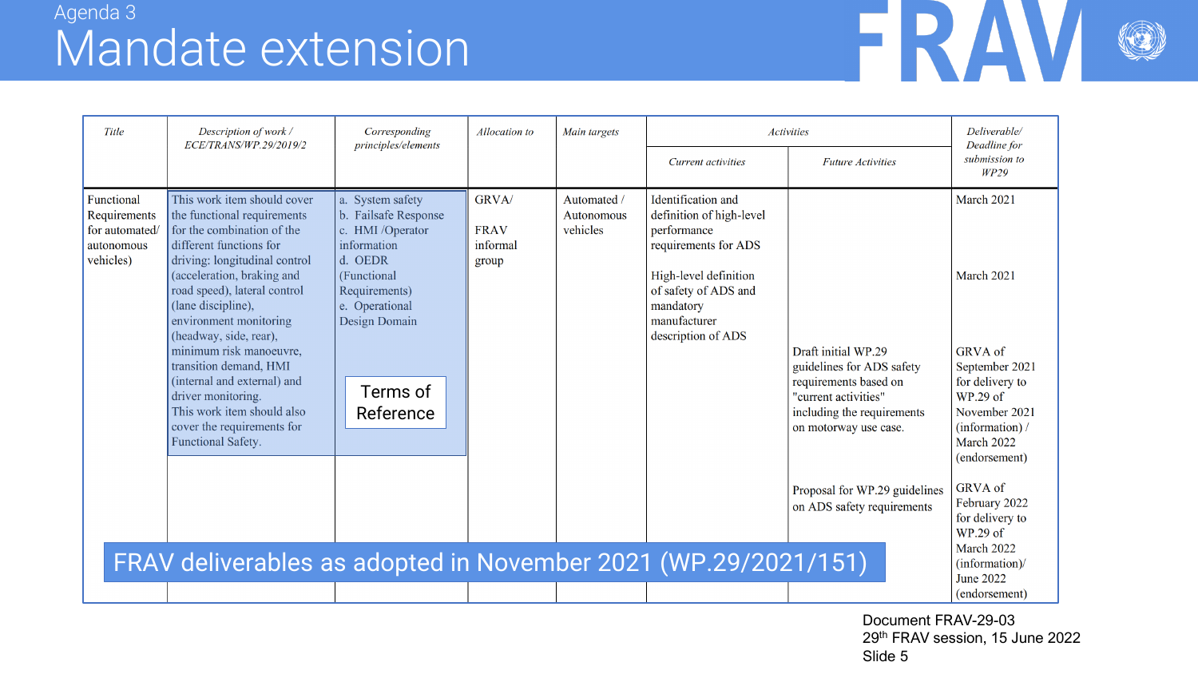Agenda 3

# Mandate extension

| Title | Description of work / ECE/TRANS/WP.29/2019/2 | Corresponding principles/elements | Allocation to | Main targets | Activities | | Deliverable/ Deadline for submission to WP29 |
|---|---|---|---|---|---|---|---|
| | | | | | Current activities | Future Activities | |
| Functional Requirements for automated/ autonomous vehicles) | This work item should cover the functional requirements for the combination of the different functions for driving: longitudinal control (acceleration, braking and road speed), lateral control (lane discipline), environment monitoring (headway, side, rear), minimum risk manoeuvre, transition demand, HMI (internal and external) and driver monitoring. This work item should also cover the requirements for Functional Safety. | a. System safety b. Failsafe Response c. HMI /Operator information d. OEDR (Functional Requirements) e. Operational Design Domain | GRVA/ FRAV informal group | Automated / Autonomous vehicles | Identification and definition of high-level performance requirements for ADS | | March 2021 |
| | | | | | High-level definition of safety of ADS and mandatory manufacturer description of ADS | | March 2021 |
| | | | | | | Draft initial WP.29 guidelines for ADS safety requirements based on "current activities" including the requirements on motorway use case. | GRVA of September 2021 for delivery to WP.29 of November 2021 (information) / March 2022 (endorsement) |
| | | | | | | Proposal for WP.29 guidelines on ADS safety requirements | GRVA of February 2022 for delivery to WP.29 of March 2022 (information)/ June 2022 (endorsement) |

Terms of Reference

FRAV deliverables as adopted in November 2021 (WP.29/2021/151)

Document FRAV-29-03
29th FRAV session, 15 June 2022
Slide 5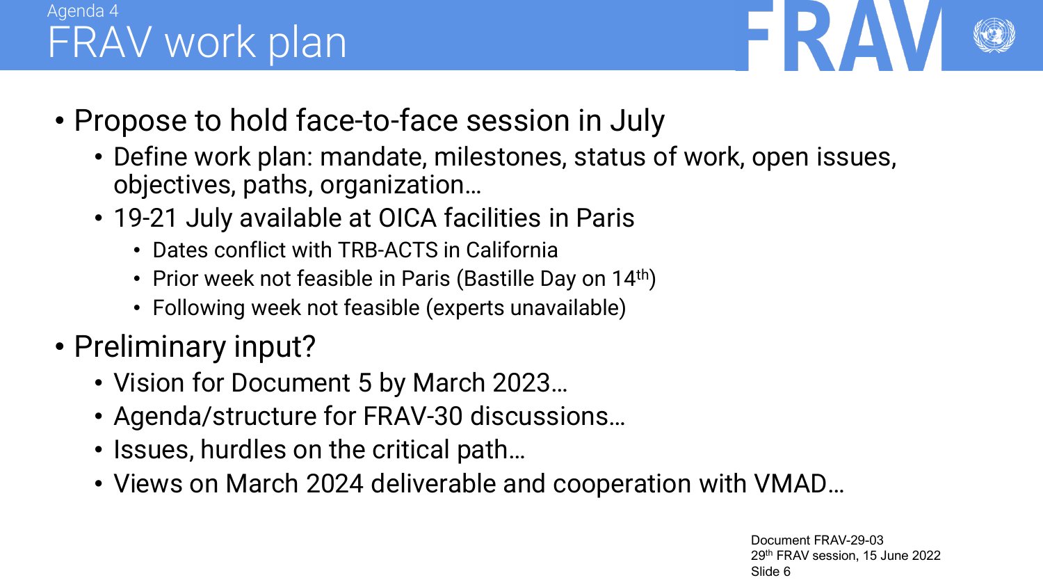Agenda 4

# FRAV work plan

- Propose to hold face-to-face session in July
  - Define work plan: mandate, milestones, status of work, open issues, objectives, paths, organization…
  - 19-21 July available at OICA facilities in Paris
    - Dates conflict with TRB-ACTS in California
    - Prior week not feasible in Paris (Bastille Day on 14th)
    - Following week not feasible (experts unavailable)
- Preliminary input?
  - Vision for Document 5 by March 2023…
  - Agenda/structure for FRAV-30 discussions…
  - Issues, hurdles on the critical path…
  - Views on March 2024 deliverable and cooperation with VMAD…

Document FRAV-29-03
29th FRAV session, 15 June 2022
Slide 6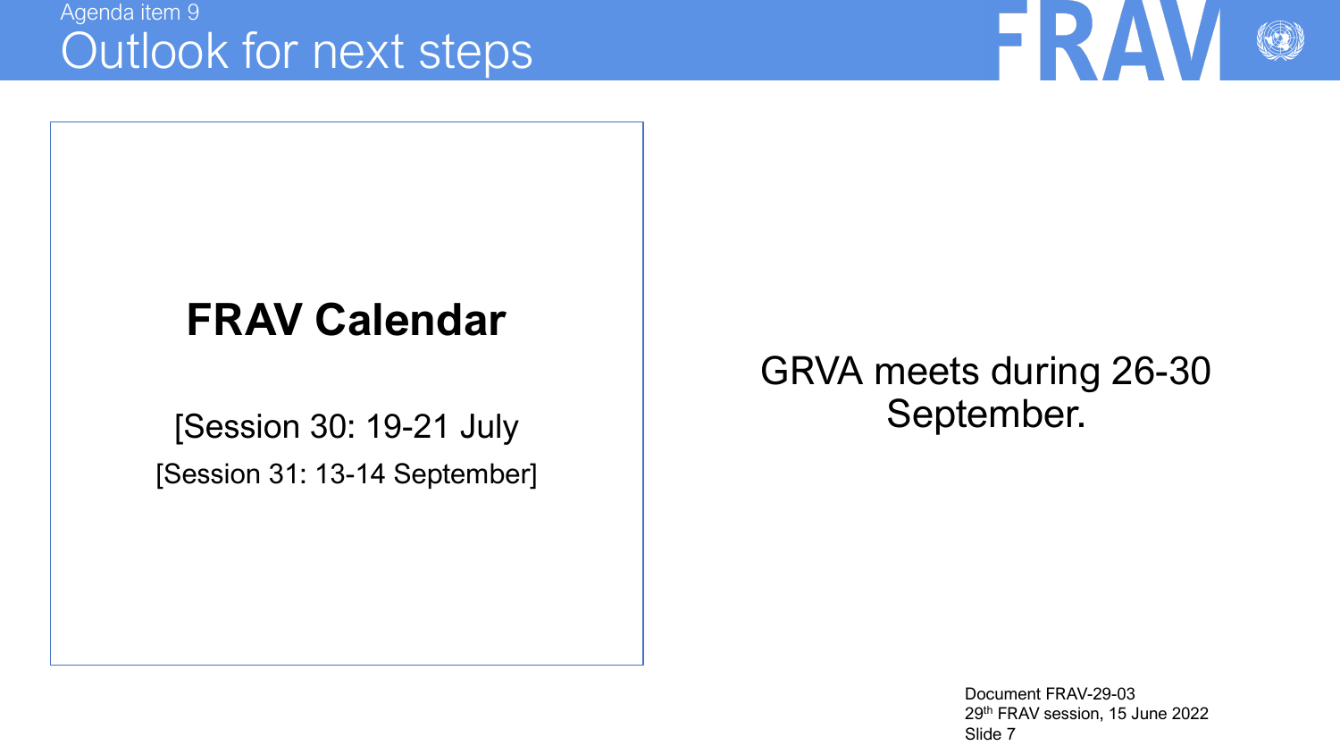Agenda item 9

# Outlook for next steps

## FRAV Calendar

[Session 30: 19-21 July

[Session 31: 13-14 September]

GRVA meets during 26-30 September.

Document FRAV-29-03
29th FRAV session, 15 June 2022
Slide 7